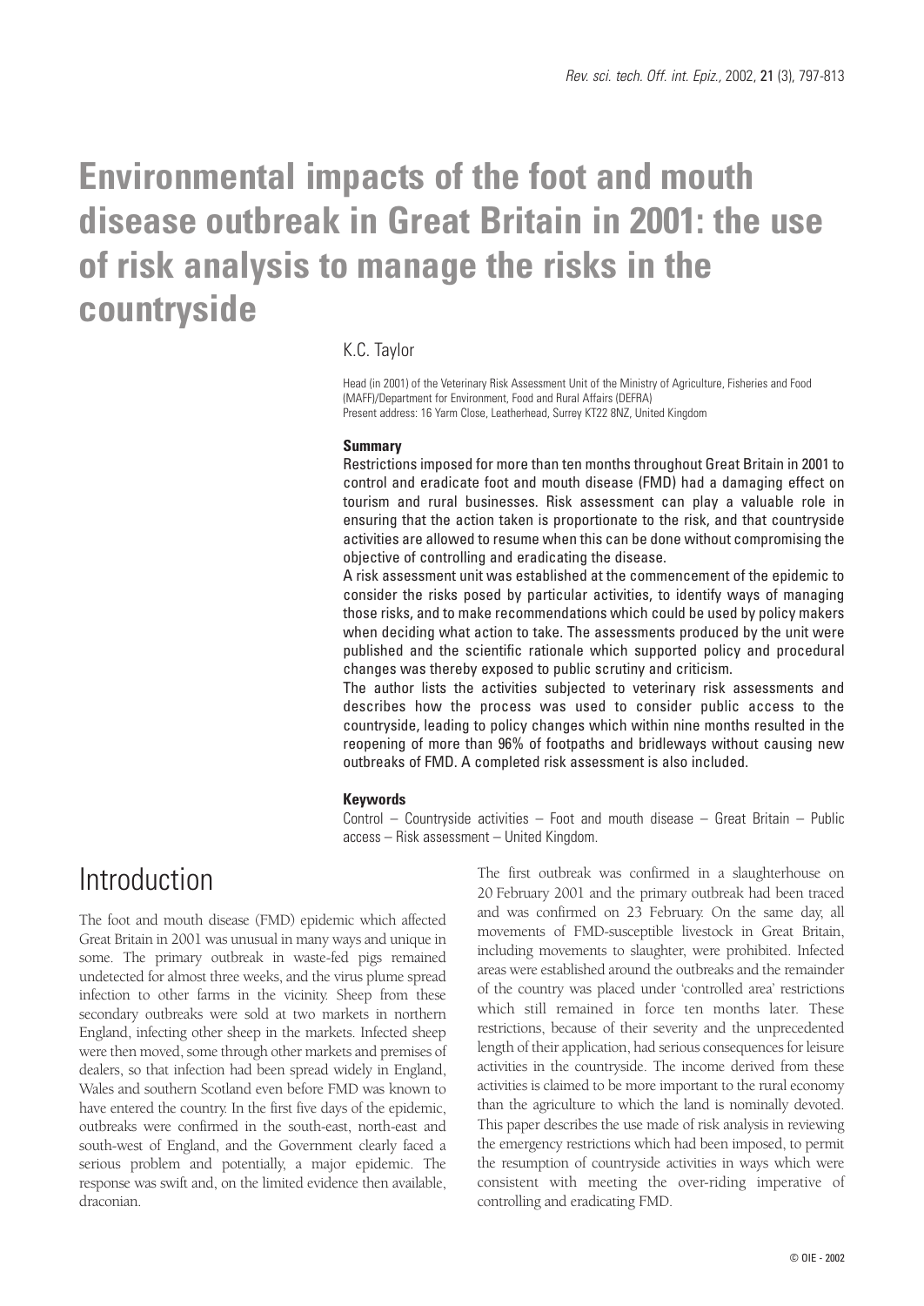# Environmental impacts of the foot and mouth disease outbreak in Great Britain in 2001: the use of risk analysis to manage the risks in the countryside

K.C. Taylor

Head (in 2001) of the Veterinary Risk Assessment Unit of the Ministry of Agriculture, Fisheries and Food (MAFF)/Department for Environment, Food and Rural Affairs (DEFRA)
Present address: 16 Yarm Close, Leatherhead, Surrey KT22 8NZ, United Kingdom

### Summary

Restrictions imposed for more than ten months throughout Great Britain in 2001 to control and eradicate foot and mouth disease (FMD) had a damaging effect on tourism and rural businesses. Risk assessment can play a valuable role in ensuring that the action taken is proportionate to the risk, and that countryside activities are allowed to resume when this can be done without compromising the objective of controlling and eradicating the disease.

A risk assessment unit was established at the commencement of the epidemic to consider the risks posed by particular activities, to identify ways of managing those risks, and to make recommendations which could be used by policy makers when deciding what action to take. The assessments produced by the unit were published and the scientific rationale which supported policy and procedural changes was thereby exposed to public scrutiny and criticism.

The author lists the activities subjected to veterinary risk assessments and describes how the process was used to consider public access to the countryside, leading to policy changes which within nine months resulted in the reopening of more than 96% of footpaths and bridleways without causing new outbreaks of FMD. A completed risk assessment is also included.

### Keywords

Control – Countryside activities – Foot and mouth disease – Great Britain – Public access – Risk assessment – United Kingdom.

## Introduction

The foot and mouth disease (FMD) epidemic which affected Great Britain in 2001 was unusual in many ways and unique in some. The primary outbreak in waste-fed pigs remained undetected for almost three weeks, and the virus plume spread infection to other farms in the vicinity. Sheep from these secondary outbreaks were sold at two markets in northern England, infecting other sheep in the markets. Infected sheep were then moved, some through other markets and premises of dealers, so that infection had been spread widely in England, Wales and southern Scotland even before FMD was known to have entered the country. In the first five days of the epidemic, outbreaks were confirmed in the south-east, north-east and south-west of England, and the Government clearly faced a serious problem and potentially, a major epidemic. The response was swift and, on the limited evidence then available, draconian.

The first outbreak was confirmed in a slaughterhouse on 20 February 2001 and the primary outbreak had been traced and was confirmed on 23 February. On the same day, all movements of FMD-susceptible livestock in Great Britain, including movements to slaughter, were prohibited. Infected areas were established around the outbreaks and the remainder of the country was placed under 'controlled area' restrictions which still remained in force ten months later. These restrictions, because of their severity and the unprecedented length of their application, had serious consequences for leisure activities in the countryside. The income derived from these activities is claimed to be more important to the rural economy than the agriculture to which the land is nominally devoted. This paper describes the use made of risk analysis in reviewing the emergency restrictions which had been imposed, to permit the resumption of countryside activities in ways which were consistent with meeting the over-riding imperative of controlling and eradicating FMD.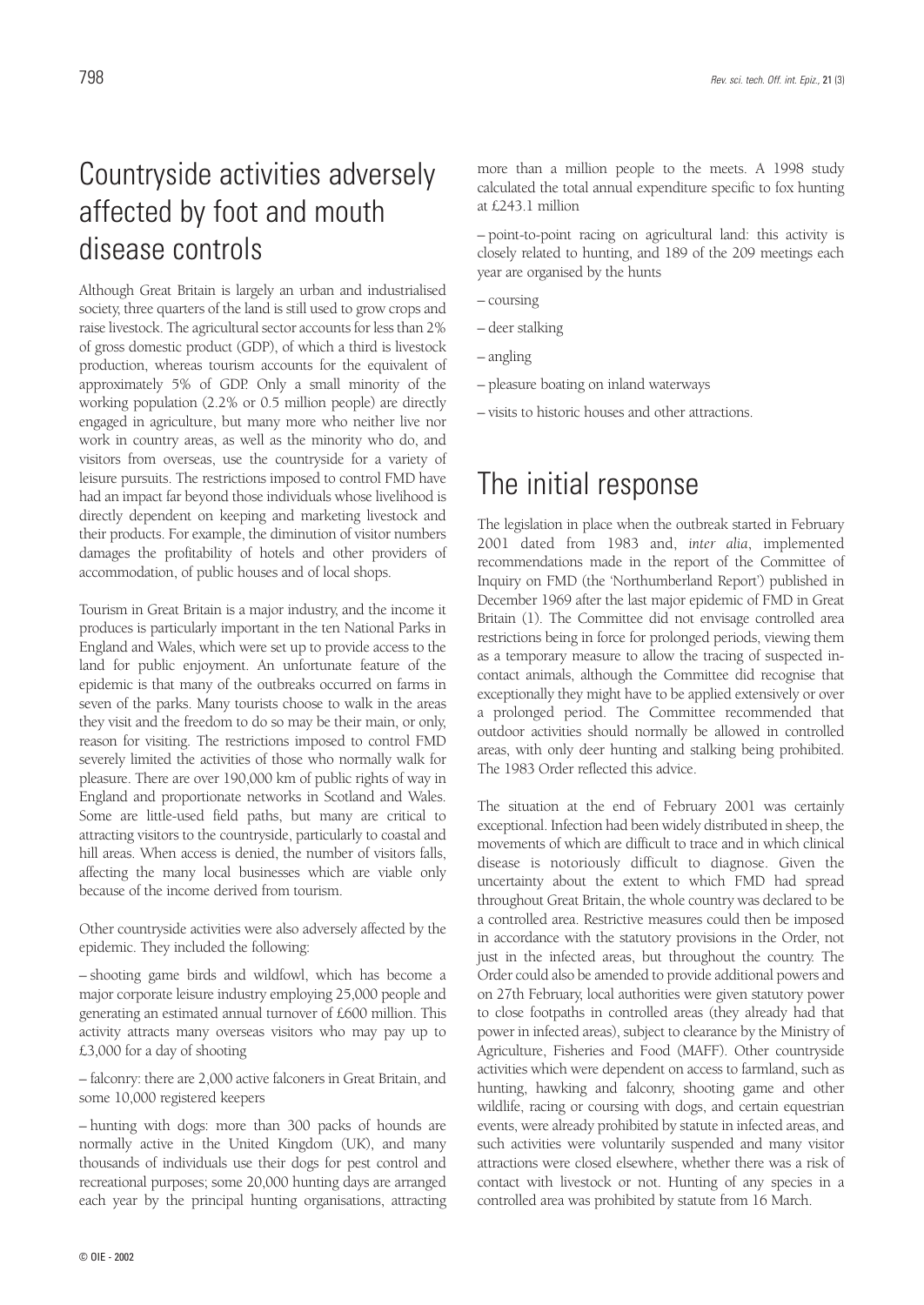## Countryside activities adversely affected by foot and mouth disease controls

Although Great Britain is largely an urban and industrialised society, three quarters of the land is still used to grow crops and raise livestock. The agricultural sector accounts for less than 2% of gross domestic product (GDP), of which a third is livestock production, whereas tourism accounts for the equivalent of approximately 5% of GDP. Only a small minority of the working population (2.2% or 0.5 million people) are directly engaged in agriculture, but many more who neither live nor work in country areas, as well as the minority who do, and visitors from overseas, use the countryside for a variety of leisure pursuits. The restrictions imposed to control FMD have had an impact far beyond those individuals whose livelihood is directly dependent on keeping and marketing livestock and their products. For example, the diminution of visitor numbers damages the profitability of hotels and other providers of accommodation, of public houses and of local shops.

Tourism in Great Britain is a major industry, and the income it produces is particularly important in the ten National Parks in England and Wales, which were set up to provide access to the land for public enjoyment. An unfortunate feature of the epidemic is that many of the outbreaks occurred on farms in seven of the parks. Many tourists choose to walk in the areas they visit and the freedom to do so may be their main, or only, reason for visiting. The restrictions imposed to control FMD severely limited the activities of those who normally walk for pleasure. There are over 190,000 km of public rights of way in England and proportionate networks in Scotland and Wales. Some are little-used field paths, but many are critical to attracting visitors to the countryside, particularly to coastal and hill areas. When access is denied, the number of visitors falls, affecting the many local businesses which are viable only because of the income derived from tourism.

Other countryside activities were also adversely affected by the epidemic. They included the following:

– shooting game birds and wildfowl, which has become a major corporate leisure industry employing 25,000 people and generating an estimated annual turnover of £600 million. This activity attracts many overseas visitors who may pay up to £3,000 for a day of shooting

– falconry: there are 2,000 active falconers in Great Britain, and some 10,000 registered keepers

– hunting with dogs: more than 300 packs of hounds are normally active in the United Kingdom (UK), and many thousands of individuals use their dogs for pest control and recreational purposes; some 20,000 hunting days are arranged each year by the principal hunting organisations, attracting more than a million people to the meets. A 1998 study calculated the total annual expenditure specific to fox hunting at £243.1 million

– point-to-point racing on agricultural land: this activity is closely related to hunting, and 189 of the 209 meetings each year are organised by the hunts

– coursing

– deer stalking

– angling

– pleasure boating on inland waterways

– visits to historic houses and other attractions.

## The initial response

The legislation in place when the outbreak started in February 2001 dated from 1983 and, *inter alia*, implemented recommendations made in the report of the Committee of Inquiry on FMD (the 'Northumberland Report') published in December 1969 after the last major epidemic of FMD in Great Britain (1). The Committee did not envisage controlled area restrictions being in force for prolonged periods, viewing them as a temporary measure to allow the tracing of suspected in-contact animals, although the Committee did recognise that exceptionally they might have to be applied extensively or over a prolonged period. The Committee recommended that outdoor activities should normally be allowed in controlled areas, with only deer hunting and stalking being prohibited. The 1983 Order reflected this advice.

The situation at the end of February 2001 was certainly exceptional. Infection had been widely distributed in sheep, the movements of which are difficult to trace and in which clinical disease is notoriously difficult to diagnose. Given the uncertainty about the extent to which FMD had spread throughout Great Britain, the whole country was declared to be a controlled area. Restrictive measures could then be imposed in accordance with the statutory provisions in the Order, not just in the infected areas, but throughout the country. The Order could also be amended to provide additional powers and on 27th February, local authorities were given statutory power to close footpaths in controlled areas (they already had that power in infected areas), subject to clearance by the Ministry of Agriculture, Fisheries and Food (MAFF). Other countryside activities which were dependent on access to farmland, such as hunting, hawking and falconry, shooting game and other wildlife, racing or coursing with dogs, and certain equestrian events, were already prohibited by statute in infected areas, and such activities were voluntarily suspended and many visitor attractions were closed elsewhere, whether there was a risk of contact with livestock or not. Hunting of any species in a controlled area was prohibited by statute from 16 March.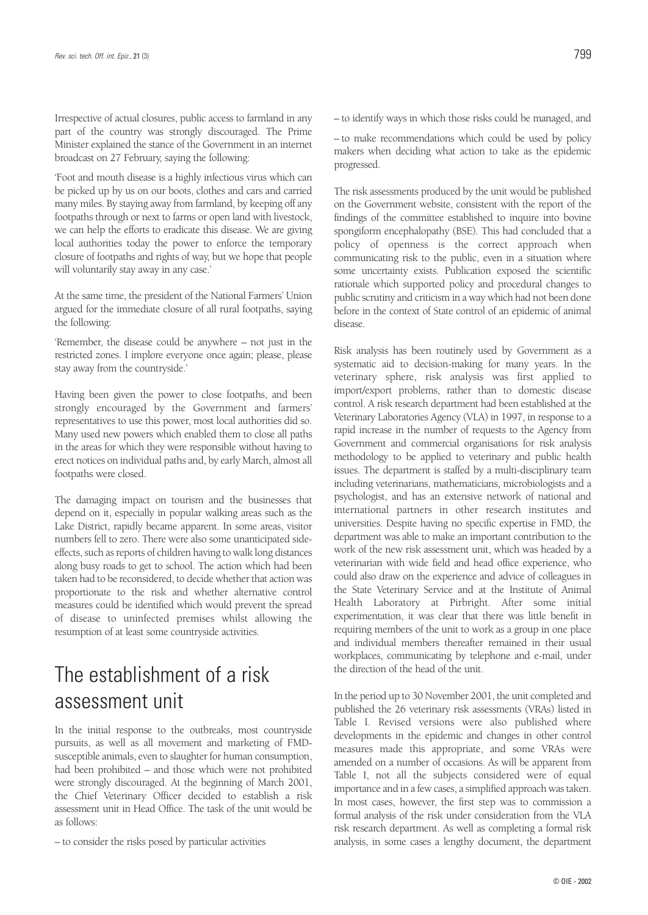Irrespective of actual closures, public access to farmland in any part of the country was strongly discouraged. The Prime Minister explained the stance of the Government in an internet broadcast on 27 February, saying the following:

'Foot and mouth disease is a highly infectious virus which can be picked up by us on our boots, clothes and cars and carried many miles. By staying away from farmland, by keeping off any footpaths through or next to farms or open land with livestock, we can help the efforts to eradicate this disease. We are giving local authorities today the power to enforce the temporary closure of footpaths and rights of way, but we hope that people will voluntarily stay away in any case.'

At the same time, the president of the National Farmers' Union argued for the immediate closure of all rural footpaths, saying the following:

'Remember, the disease could be anywhere – not just in the restricted zones. I implore everyone once again; please, please stay away from the countryside.'

Having been given the power to close footpaths, and been strongly encouraged by the Government and farmers' representatives to use this power, most local authorities did so. Many used new powers which enabled them to close all paths in the areas for which they were responsible without having to erect notices on individual paths and, by early March, almost all footpaths were closed.

The damaging impact on tourism and the businesses that depend on it, especially in popular walking areas such as the Lake District, rapidly became apparent. In some areas, visitor numbers fell to zero. There were also some unanticipated side-effects, such as reports of children having to walk long distances along busy roads to get to school. The action which had been taken had to be reconsidered, to decide whether that action was proportionate to the risk and whether alternative control measures could be identified which would prevent the spread of disease to uninfected premises whilst allowing the resumption of at least some countryside activities.

# The establishment of a risk assessment unit

In the initial response to the outbreaks, most countryside pursuits, as well as all movement and marketing of FMD-susceptible animals, even to slaughter for human consumption, had been prohibited – and those which were not prohibited were strongly discouraged. At the beginning of March 2001, the Chief Veterinary Officer decided to establish a risk assessment unit in Head Office. The task of the unit would be as follows:

– to consider the risks posed by particular activities

– to identify ways in which those risks could be managed, and

– to make recommendations which could be used by policy makers when deciding what action to take as the epidemic progressed.

The risk assessments produced by the unit would be published on the Government website, consistent with the report of the findings of the committee established to inquire into bovine spongiform encephalopathy (BSE). This had concluded that a policy of openness is the correct approach when communicating risk to the public, even in a situation where some uncertainty exists. Publication exposed the scientific rationale which supported policy and procedural changes to public scrutiny and criticism in a way which had not been done before in the context of State control of an epidemic of animal disease.

Risk analysis has been routinely used by Government as a systematic aid to decision-making for many years. In the veterinary sphere, risk analysis was first applied to import/export problems, rather than to domestic disease control. A risk research department had been established at the Veterinary Laboratories Agency (VLA) in 1997, in response to a rapid increase in the number of requests to the Agency from Government and commercial organisations for risk analysis methodology to be applied to veterinary and public health issues. The department is staffed by a multi-disciplinary team including veterinarians, mathematicians, microbiologists and a psychologist, and has an extensive network of national and international partners in other research institutes and universities. Despite having no specific expertise in FMD, the department was able to make an important contribution to the work of the new risk assessment unit, which was headed by a veterinarian with wide field and head office experience, who could also draw on the experience and advice of colleagues in the State Veterinary Service and at the Institute of Animal Health Laboratory at Pirbright. After some initial experimentation, it was clear that there was little benefit in requiring members of the unit to work as a group in one place and individual members thereafter remained in their usual workplaces, communicating by telephone and e-mail, under the direction of the head of the unit.

In the period up to 30 November 2001, the unit completed and published the 26 veterinary risk assessments (VRAs) listed in Table I. Revised versions were also published where developments in the epidemic and changes in other control measures made this appropriate, and some VRAs were amended on a number of occasions. As will be apparent from Table I, not all the subjects considered were of equal importance and in a few cases, a simplified approach was taken. In most cases, however, the first step was to commission a formal analysis of the risk under consideration from the VLA risk research department. As well as completing a formal risk analysis, in some cases a lengthy document, the department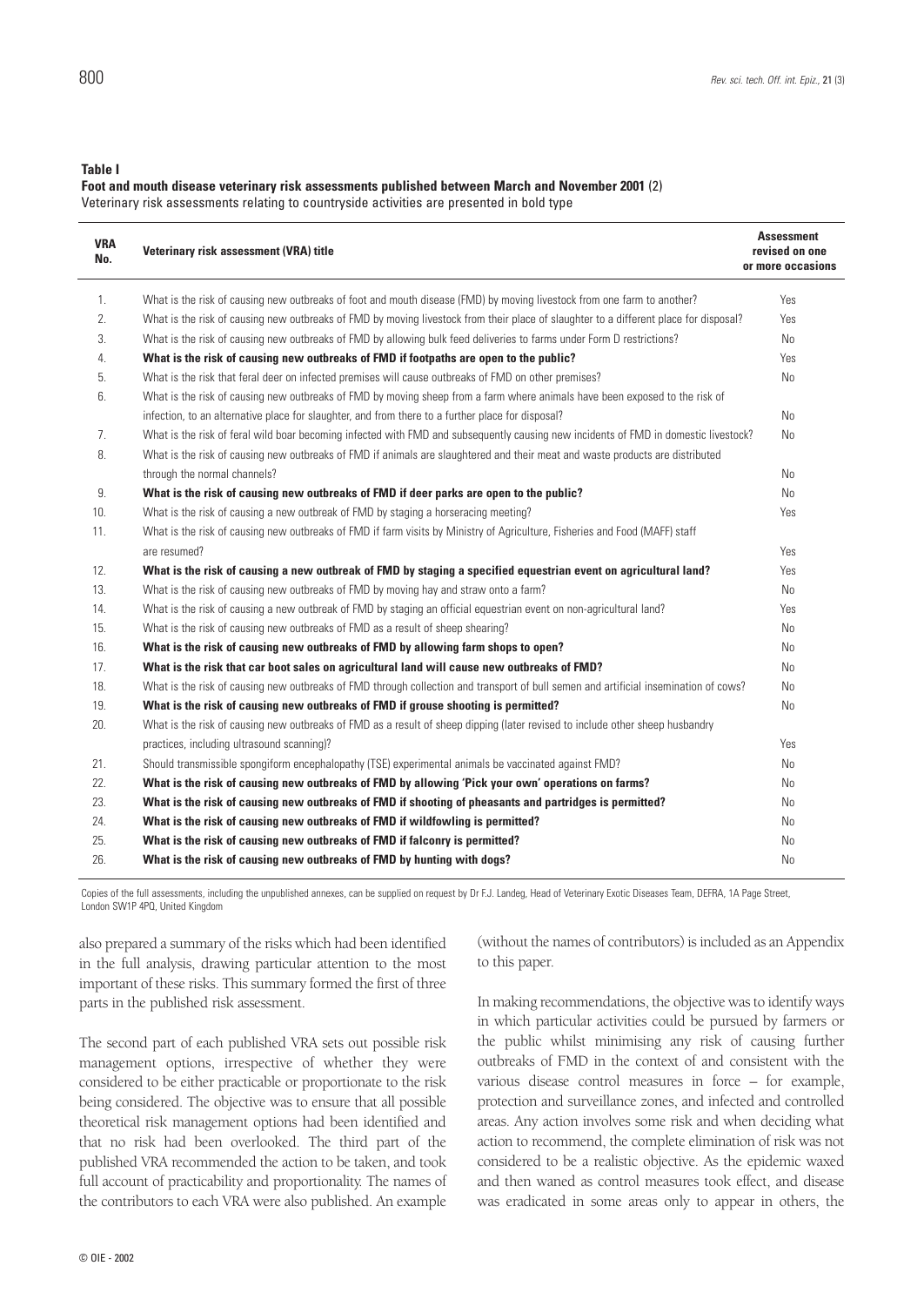**Table I**
**Foot and mouth disease veterinary risk assessments published between March and November 2001** (2)
Veterinary risk assessments relating to countryside activities are presented in bold type

| VRA No. | Veterinary risk assessment (VRA) title | Assessment revised on one or more occasions |
|---|---|---|
| 1. | What is the risk of causing new outbreaks of foot and mouth disease (FMD) by moving livestock from one farm to another? | Yes |
| 2. | What is the risk of causing new outbreaks of FMD by moving livestock from their place of slaughter to a different place for disposal? | Yes |
| 3. | What is the risk of causing new outbreaks of FMD by allowing bulk feed deliveries to farms under Form D restrictions? | No |
| 4. | **What is the risk of causing new outbreaks of FMD if footpaths are open to the public?** | Yes |
| 5. | What is the risk that feral deer on infected premises will cause outbreaks of FMD on other premises? | No |
| 6. | What is the risk of causing new outbreaks of FMD by moving sheep from a farm where animals have been exposed to the risk of infection, to an alternative place for slaughter, and from there to a further place for disposal? | No |
| 7. | What is the risk of feral wild boar becoming infected with FMD and subsequently causing new incidents of FMD in domestic livestock? | No |
| 8. | What is the risk of causing new outbreaks of FMD if animals are slaughtered and their meat and waste products are distributed through the normal channels? | No |
| 9. | **What is the risk of causing new outbreaks of FMD if deer parks are open to the public?** | No |
| 10. | What is the risk of causing a new outbreak of FMD by staging a horseracing meeting? | Yes |
| 11. | What is the risk of causing new outbreaks of FMD if farm visits by Ministry of Agriculture, Fisheries and Food (MAFF) staff are resumed? | Yes |
| 12. | **What is the risk of causing a new outbreak of FMD by staging a specified equestrian event on agricultural land?** | Yes |
| 13. | What is the risk of causing new outbreaks of FMD by moving hay and straw onto a farm? | No |
| 14. | What is the risk of causing a new outbreak of FMD by staging an official equestrian event on non-agricultural land? | Yes |
| 15. | What is the risk of causing new outbreaks of FMD as a result of sheep shearing? | No |
| 16. | **What is the risk of causing new outbreaks of FMD by allowing farm shops to open?** | No |
| 17. | **What is the risk that car boot sales on agricultural land will cause new outbreaks of FMD?** | No |
| 18. | What is the risk of causing new outbreaks of FMD through collection and transport of bull semen and artificial insemination of cows? | No |
| 19. | **What is the risk of causing new outbreaks of FMD if grouse shooting is permitted?** | No |
| 20. | What is the risk of causing new outbreaks of FMD as a result of sheep dipping (later revised to include other sheep husbandry practices, including ultrasound scanning)? | Yes |
| 21. | Should transmissible spongiform encephalopathy (TSE) experimental animals be vaccinated against FMD? | No |
| 22. | **What is the risk of causing new outbreaks of FMD by allowing 'Pick your own' operations on farms?** | No |
| 23. | **What is the risk of causing new outbreaks of FMD if shooting of pheasants and partridges is permitted?** | No |
| 24. | **What is the risk of causing new outbreaks of FMD if wildfowling is permitted?** | No |
| 25. | **What is the risk of causing new outbreaks of FMD if falconry is permitted?** | No |
| 26. | **What is the risk of causing new outbreaks of FMD by hunting with dogs?** | No |

Copies of the full assessments, including the unpublished annexes, can be supplied on request by Dr F.J. Landeg, Head of Veterinary Exotic Diseases Team, DEFRA, 1A Page Street, London SW1P 4PQ, United Kingdom

also prepared a summary of the risks which had been identified in the full analysis, drawing particular attention to the most important of these risks. This summary formed the first of three parts in the published risk assessment.

The second part of each published VRA sets out possible risk management options, irrespective of whether they were considered to be either practicable or proportionate to the risk being considered. The objective was to ensure that all possible theoretical risk management options had been identified and that no risk had been overlooked. The third part of the published VRA recommended the action to be taken, and took full account of practicability and proportionality. The names of the contributors to each VRA were also published. An example (without the names of contributors) is included as an Appendix to this paper.

In making recommendations, the objective was to identify ways in which particular activities could be pursued by farmers or the public whilst minimising any risk of causing further outbreaks of FMD in the context of and consistent with the various disease control measures in force – for example, protection and surveillance zones, and infected and controlled areas. Any action involves some risk and when deciding what action to recommend, the complete elimination of risk was not considered to be a realistic objective. As the epidemic waxed and then waned as control measures took effect, and disease was eradicated in some areas only to appear in others, the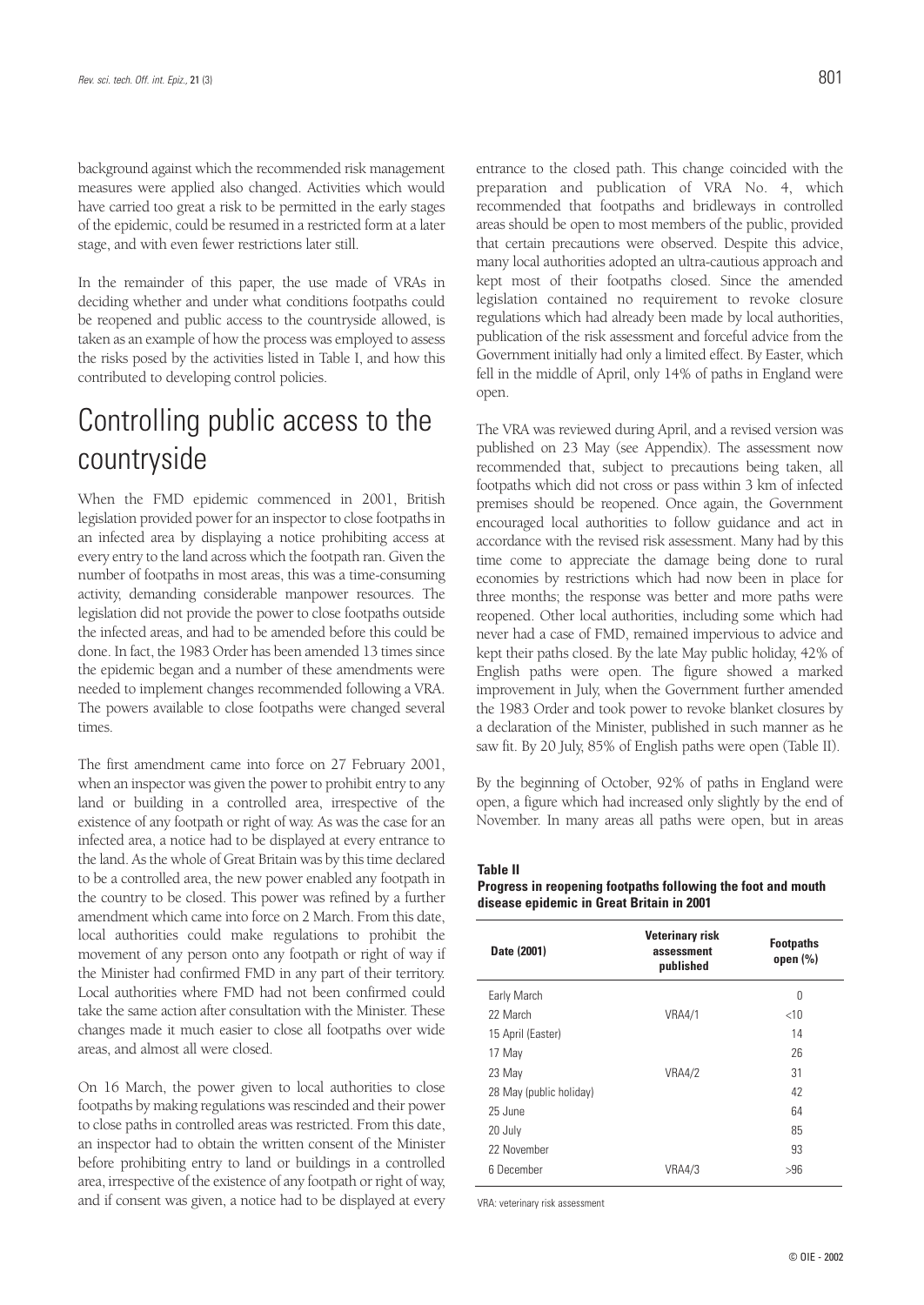background against which the recommended risk management measures were applied also changed. Activities which would have carried too great a risk to be permitted in the early stages of the epidemic, could be resumed in a restricted form at a later stage, and with even fewer restrictions later still.

In the remainder of this paper, the use made of VRAs in deciding whether and under what conditions footpaths could be reopened and public access to the countryside allowed, is taken as an example of how the process was employed to assess the risks posed by the activities listed in Table I, and how this contributed to developing control policies.

# Controlling public access to the countryside

When the FMD epidemic commenced in 2001, British legislation provided power for an inspector to close footpaths in an infected area by displaying a notice prohibiting access at every entry to the land across which the footpath ran. Given the number of footpaths in most areas, this was a time-consuming activity, demanding considerable manpower resources. The legislation did not provide the power to close footpaths outside the infected areas, and had to be amended before this could be done. In fact, the 1983 Order has been amended 13 times since the epidemic began and a number of these amendments were needed to implement changes recommended following a VRA. The powers available to close footpaths were changed several times.

The first amendment came into force on 27 February 2001, when an inspector was given the power to prohibit entry to any land or building in a controlled area, irrespective of the existence of any footpath or right of way. As was the case for an infected area, a notice had to be displayed at every entrance to the land. As the whole of Great Britain was by this time declared to be a controlled area, the new power enabled any footpath in the country to be closed. This power was refined by a further amendment which came into force on 2 March. From this date, local authorities could make regulations to prohibit the movement of any person onto any footpath or right of way if the Minister had confirmed FMD in any part of their territory. Local authorities where FMD had not been confirmed could take the same action after consultation with the Minister. These changes made it much easier to close all footpaths over wide areas, and almost all were closed.

On 16 March, the power given to local authorities to close footpaths by making regulations was rescinded and their power to close paths in controlled areas was restricted. From this date, an inspector had to obtain the written consent of the Minister before prohibiting entry to land or buildings in a controlled area, irrespective of the existence of any footpath or right of way, and if consent was given, a notice had to be displayed at every entrance to the closed path. This change coincided with the preparation and publication of VRA No. 4, which recommended that footpaths and bridleways in controlled areas should be open to most members of the public, provided that certain precautions were observed. Despite this advice, many local authorities adopted an ultra-cautious approach and kept most of their footpaths closed. Since the amended legislation contained no requirement to revoke closure regulations which had already been made by local authorities, publication of the risk assessment and forceful advice from the Government initially had only a limited effect. By Easter, which fell in the middle of April, only 14% of paths in England were open.

The VRA was reviewed during April, and a revised version was published on 23 May (see Appendix). The assessment now recommended that, subject to precautions being taken, all footpaths which did not cross or pass within 3 km of infected premises should be reopened. Once again, the Government encouraged local authorities to follow guidance and act in accordance with the revised risk assessment. Many had by this time come to appreciate the damage being done to rural economies by restrictions which had now been in place for three months; the response was better and more paths were reopened. Other local authorities, including some which had never had a case of FMD, remained impervious to advice and kept their paths closed. By the late May public holiday, 42% of English paths were open. The figure showed a marked improvement in July, when the Government further amended the 1983 Order and took power to revoke blanket closures by a declaration of the Minister, published in such manner as he saw fit. By 20 July, 85% of English paths were open (Table II).

By the beginning of October, 92% of paths in England were open, a figure which had increased only slightly by the end of November. In many areas all paths were open, but in areas

**Table II**
**Progress in reopening footpaths following the foot and mouth disease epidemic in Great Britain in 2001**

| Date (2001) | Veterinary risk assessment published | Footpaths open (%) |
|---|---|---|
| Early March | | 0 |
| 22 March | VRA4/1 | <10 |
| 15 April (Easter) | | 14 |
| 17 May | | 26 |
| 23 May | VRA4/2 | 31 |
| 28 May (public holiday) | | 42 |
| 25 June | | 64 |
| 20 July | | 85 |
| 22 November | | 93 |
| 6 December | VRA4/3 | >96 |

VRA: veterinary risk assessment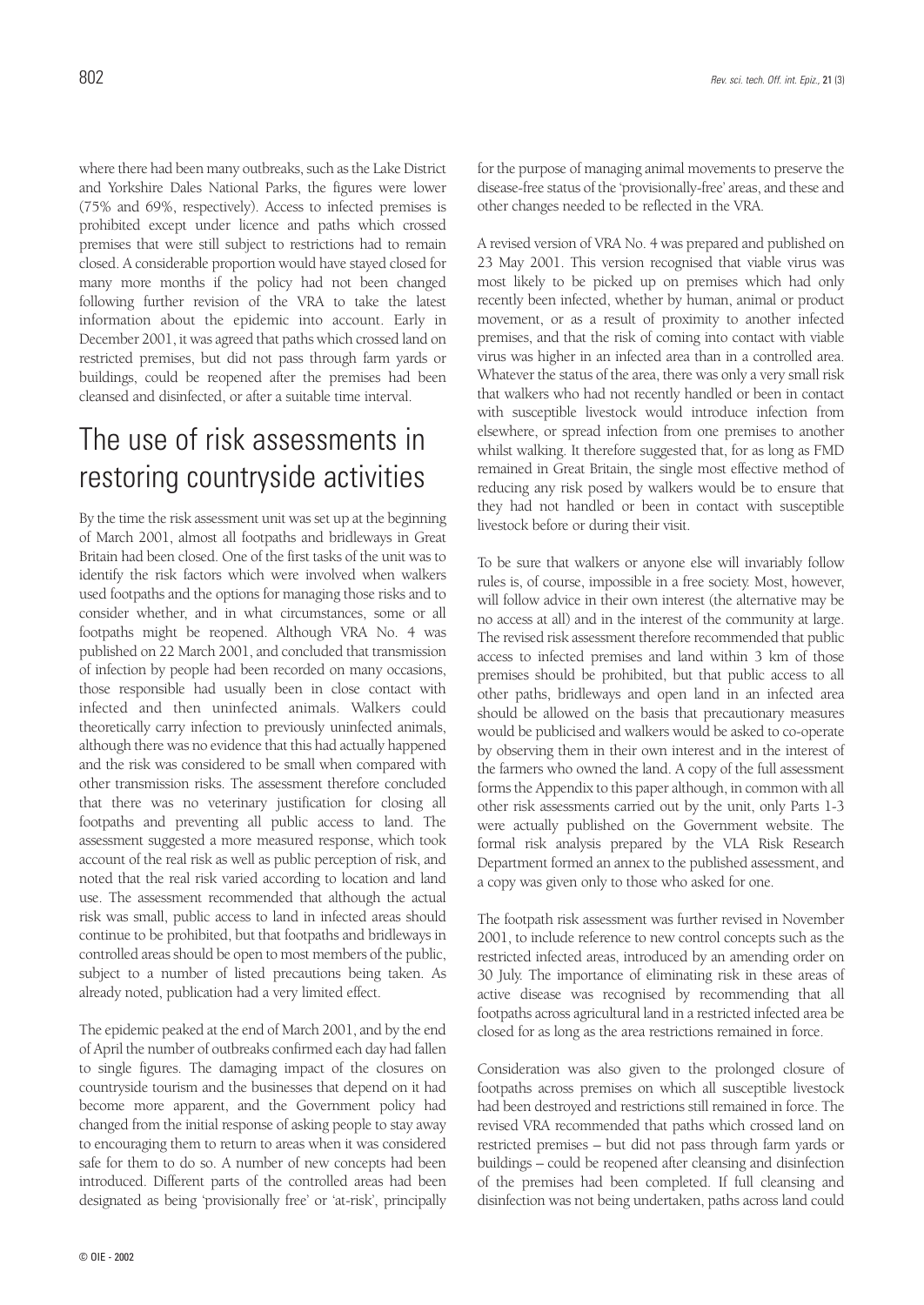where there had been many outbreaks, such as the Lake District and Yorkshire Dales National Parks, the figures were lower (75% and 69%, respectively). Access to infected premises is prohibited except under licence and paths which crossed premises that were still subject to restrictions had to remain closed. A considerable proportion would have stayed closed for many more months if the policy had not been changed following further revision of the VRA to take the latest information about the epidemic into account. Early in December 2001, it was agreed that paths which crossed land on restricted premises, but did not pass through farm yards or buildings, could be reopened after the premises had been cleansed and disinfected, or after a suitable time interval.

# The use of risk assessments in restoring countryside activities

By the time the risk assessment unit was set up at the beginning of March 2001, almost all footpaths and bridleways in Great Britain had been closed. One of the first tasks of the unit was to identify the risk factors which were involved when walkers used footpaths and the options for managing those risks and to consider whether, and in what circumstances, some or all footpaths might be reopened. Although VRA No. 4 was published on 22 March 2001, and concluded that transmission of infection by people had been recorded on many occasions, those responsible had usually been in close contact with infected and then uninfected animals. Walkers could theoretically carry infection to previously uninfected animals, although there was no evidence that this had actually happened and the risk was considered to be small when compared with other transmission risks. The assessment therefore concluded that there was no veterinary justification for closing all footpaths and preventing all public access to land. The assessment suggested a more measured response, which took account of the real risk as well as public perception of risk, and noted that the real risk varied according to location and land use. The assessment recommended that although the actual risk was small, public access to land in infected areas should continue to be prohibited, but that footpaths and bridleways in controlled areas should be open to most members of the public, subject to a number of listed precautions being taken. As already noted, publication had a very limited effect.

The epidemic peaked at the end of March 2001, and by the end of April the number of outbreaks confirmed each day had fallen to single figures. The damaging impact of the closures on countryside tourism and the businesses that depend on it had become more apparent, and the Government policy had changed from the initial response of asking people to stay away to encouraging them to return to areas when it was considered safe for them to do so. A number of new concepts had been introduced. Different parts of the controlled areas had been designated as being 'provisionally free' or 'at-risk', principally for the purpose of managing animal movements to preserve the disease-free status of the 'provisionally-free' areas, and these and other changes needed to be reflected in the VRA.

A revised version of VRA No. 4 was prepared and published on 23 May 2001. This version recognised that viable virus was most likely to be picked up on premises which had only recently been infected, whether by human, animal or product movement, or as a result of proximity to another infected premises, and that the risk of coming into contact with viable virus was higher in an infected area than in a controlled area. Whatever the status of the area, there was only a very small risk that walkers who had not recently handled or been in contact with susceptible livestock would introduce infection from elsewhere, or spread infection from one premises to another whilst walking. It therefore suggested that, for as long as FMD remained in Great Britain, the single most effective method of reducing any risk posed by walkers would be to ensure that they had not handled or been in contact with susceptible livestock before or during their visit.

To be sure that walkers or anyone else will invariably follow rules is, of course, impossible in a free society. Most, however, will follow advice in their own interest (the alternative may be no access at all) and in the interest of the community at large. The revised risk assessment therefore recommended that public access to infected premises and land within 3 km of those premises should be prohibited, but that public access to all other paths, bridleways and open land in an infected area should be allowed on the basis that precautionary measures would be publicised and walkers would be asked to co-operate by observing them in their own interest and in the interest of the farmers who owned the land. A copy of the full assessment forms the Appendix to this paper although, in common with all other risk assessments carried out by the unit, only Parts 1-3 were actually published on the Government website. The formal risk analysis prepared by the VLA Risk Research Department formed an annex to the published assessment, and a copy was given only to those who asked for one.

The footpath risk assessment was further revised in November 2001, to include reference to new control concepts such as the restricted infected areas, introduced by an amending order on 30 July. The importance of eliminating risk in these areas of active disease was recognised by recommending that all footpaths across agricultural land in a restricted infected area be closed for as long as the area restrictions remained in force.

Consideration was also given to the prolonged closure of footpaths across premises on which all susceptible livestock had been destroyed and restrictions still remained in force. The revised VRA recommended that paths which crossed land on restricted premises – but did not pass through farm yards or buildings – could be reopened after cleansing and disinfection of the premises had been completed. If full cleansing and disinfection was not being undertaken, paths across land could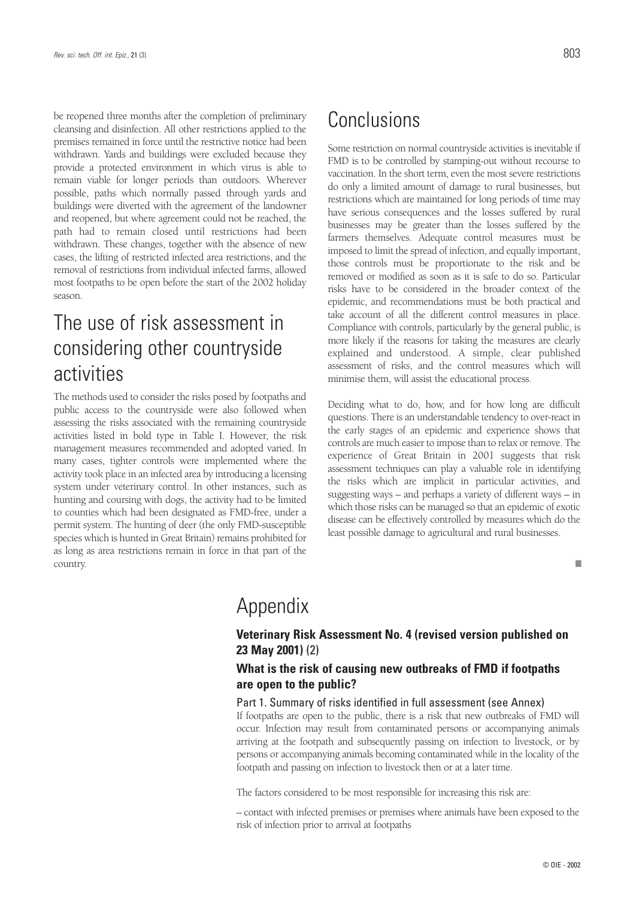be reopened three months after the completion of preliminary cleansing and disinfection. All other restrictions applied to the premises remained in force until the restrictive notice had been withdrawn. Yards and buildings were excluded because they provide a protected environment in which virus is able to remain viable for longer periods than outdoors. Wherever possible, paths which normally passed through yards and buildings were diverted with the agreement of the landowner and reopened, but where agreement could not be reached, the path had to remain closed until restrictions had been withdrawn. These changes, together with the absence of new cases, the lifting of restricted infected area restrictions, and the removal of restrictions from individual infected farms, allowed most footpaths to be open before the start of the 2002 holiday season.

## The use of risk assessment in considering other countryside activities

The methods used to consider the risks posed by footpaths and public access to the countryside were also followed when assessing the risks associated with the remaining countryside activities listed in bold type in Table I. However, the risk management measures recommended and adopted varied. In many cases, tighter controls were implemented where the activity took place in an infected area by introducing a licensing system under veterinary control. In other instances, such as hunting and coursing with dogs, the activity had to be limited to counties which had been designated as FMD-free, under a permit system. The hunting of deer (the only FMD-susceptible species which is hunted in Great Britain) remains prohibited for as long as area restrictions remain in force in that part of the country.

## Conclusions

Some restriction on normal countryside activities is inevitable if FMD is to be controlled by stamping-out without recourse to vaccination. In the short term, even the most severe restrictions do only a limited amount of damage to rural businesses, but restrictions which are maintained for long periods of time may have serious consequences and the losses suffered by rural businesses may be greater than the losses suffered by the farmers themselves. Adequate control measures must be imposed to limit the spread of infection, and equally important, those controls must be proportionate to the risk and be removed or modified as soon as it is safe to do so. Particular risks have to be considered in the broader context of the epidemic, and recommendations must be both practical and take account of all the different control measures in place. Compliance with controls, particularly by the general public, is more likely if the reasons for taking the measures are clearly explained and understood. A simple, clear published assessment of risks, and the control measures which will minimise them, will assist the educational process.

Deciding what to do, how, and for how long are difficult questions. There is an understandable tendency to over-react in the early stages of an epidemic and experience shows that controls are much easier to impose than to relax or remove. The experience of Great Britain in 2001 suggests that risk assessment techniques can play a valuable role in identifying the risks which are implicit in particular activities, and suggesting ways – and perhaps a variety of different ways – in which those risks can be managed so that an epidemic of exotic disease can be effectively controlled by measures which do the least possible damage to agricultural and rural businesses.

## Appendix

### Veterinary Risk Assessment No. 4 (revised version published on 23 May 2001) (2)

### What is the risk of causing new outbreaks of FMD if footpaths are open to the public?

#### Part 1. Summary of risks identified in full assessment (see Annex)

If footpaths are open to the public, there is a risk that new outbreaks of FMD will occur. Infection may result from contaminated persons or accompanying animals arriving at the footpath and subsequently passing on infection to livestock, or by persons or accompanying animals becoming contaminated while in the locality of the footpath and passing on infection to livestock then or at a later time.

The factors considered to be most responsible for increasing this risk are:

– contact with infected premises or premises where animals have been exposed to the risk of infection prior to arrival at footpaths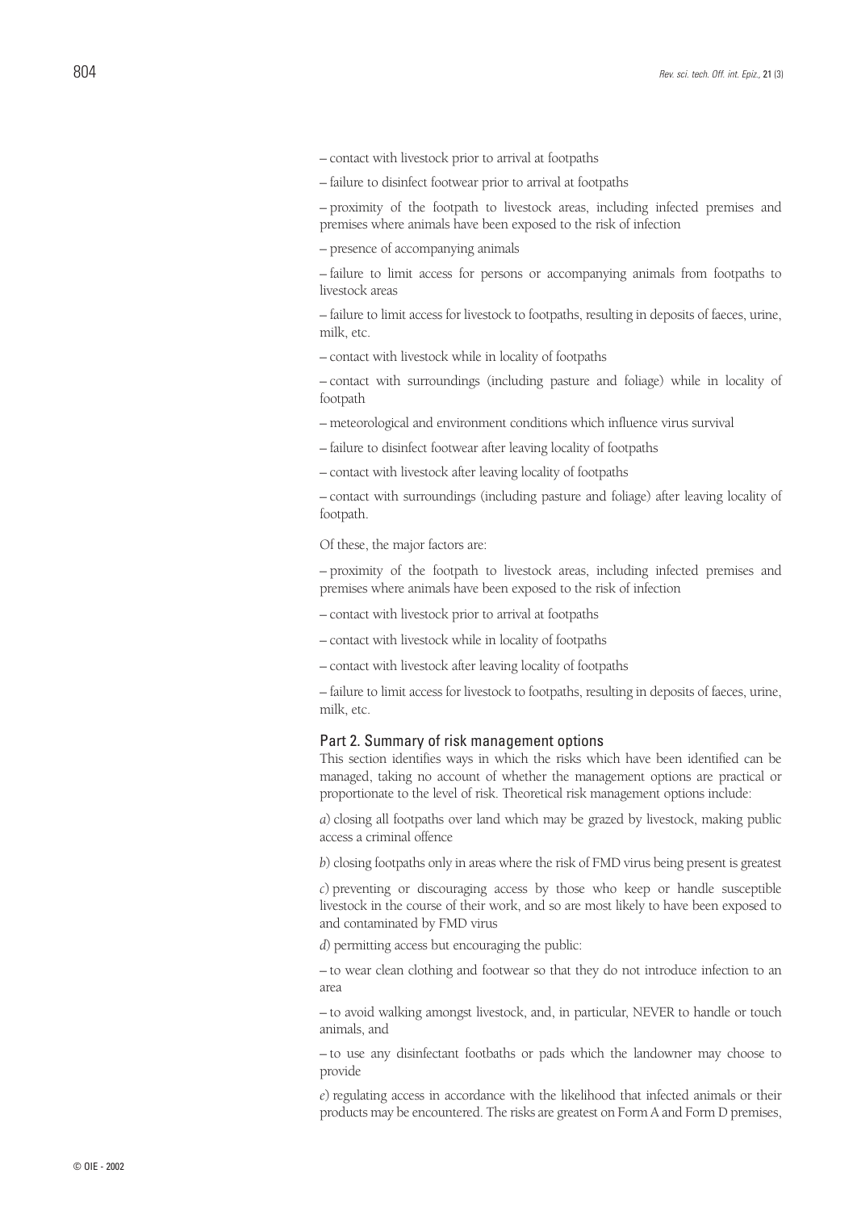– contact with livestock prior to arrival at footpaths

– failure to disinfect footwear prior to arrival at footpaths

– proximity of the footpath to livestock areas, including infected premises and premises where animals have been exposed to the risk of infection

– presence of accompanying animals

– failure to limit access for persons or accompanying animals from footpaths to livestock areas

– failure to limit access for livestock to footpaths, resulting in deposits of faeces, urine, milk, etc.

– contact with livestock while in locality of footpaths

– contact with surroundings (including pasture and foliage) while in locality of footpath

– meteorological and environment conditions which influence virus survival

– failure to disinfect footwear after leaving locality of footpaths

– contact with livestock after leaving locality of footpaths

– contact with surroundings (including pasture and foliage) after leaving locality of footpath.

Of these, the major factors are:

– proximity of the footpath to livestock areas, including infected premises and premises where animals have been exposed to the risk of infection

– contact with livestock prior to arrival at footpaths

– contact with livestock while in locality of footpaths

– contact with livestock after leaving locality of footpaths

– failure to limit access for livestock to footpaths, resulting in deposits of faeces, urine, milk, etc.

### Part 2. Summary of risk management options

This section identifies ways in which the risks which have been identified can be managed, taking no account of whether the management options are practical or proportionate to the level of risk. Theoretical risk management options include:

*a*) closing all footpaths over land which may be grazed by livestock, making public access a criminal offence

*b*) closing footpaths only in areas where the risk of FMD virus being present is greatest

*c*) preventing or discouraging access by those who keep or handle susceptible livestock in the course of their work, and so are most likely to have been exposed to and contaminated by FMD virus

*d*) permitting access but encouraging the public:

– to wear clean clothing and footwear so that they do not introduce infection to an area

– to avoid walking amongst livestock, and, in particular, NEVER to handle or touch animals, and

– to use any disinfectant footbaths or pads which the landowner may choose to provide

*e*) regulating access in accordance with the likelihood that infected animals or their products may be encountered. The risks are greatest on Form A and Form D premises,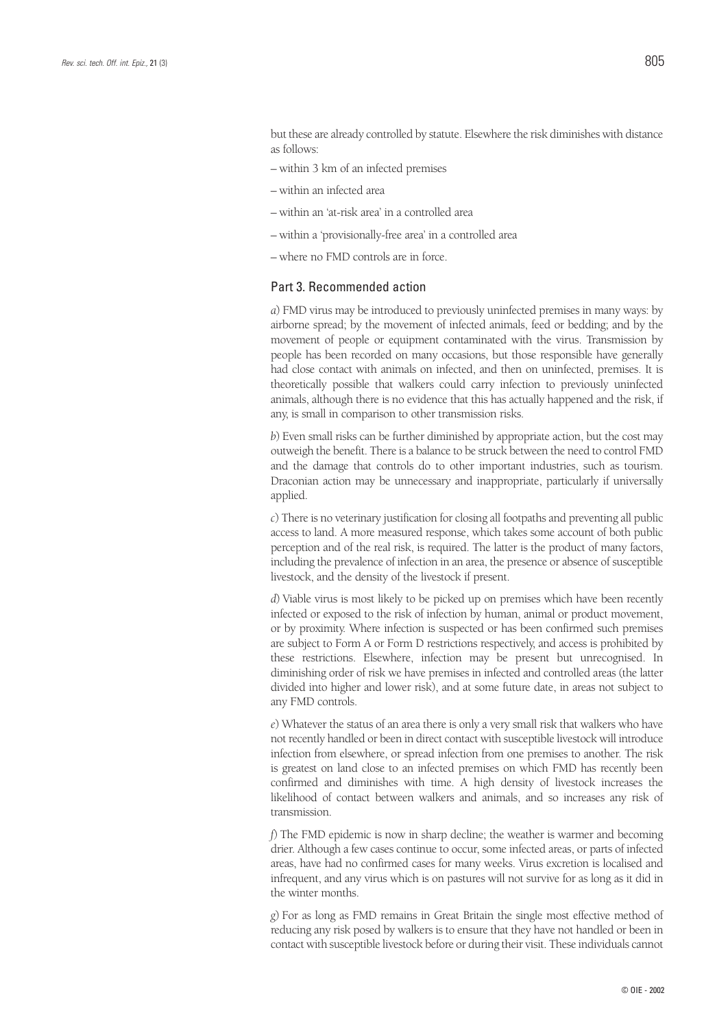but these are already controlled by statute. Elsewhere the risk diminishes with distance as follows:

– within 3 km of an infected premises

– within an infected area

– within an 'at-risk area' in a controlled area

– within a 'provisionally-free area' in a controlled area

– where no FMD controls are in force.

## Part 3. Recommended action

*a*) FMD virus may be introduced to previously uninfected premises in many ways: by airborne spread; by the movement of infected animals, feed or bedding; and by the movement of people or equipment contaminated with the virus. Transmission by people has been recorded on many occasions, but those responsible have generally had close contact with animals on infected, and then on uninfected, premises. It is theoretically possible that walkers could carry infection to previously uninfected animals, although there is no evidence that this has actually happened and the risk, if any, is small in comparison to other transmission risks.

*b*) Even small risks can be further diminished by appropriate action, but the cost may outweigh the benefit. There is a balance to be struck between the need to control FMD and the damage that controls do to other important industries, such as tourism. Draconian action may be unnecessary and inappropriate, particularly if universally applied.

*c*) There is no veterinary justification for closing all footpaths and preventing all public access to land. A more measured response, which takes some account of both public perception and of the real risk, is required. The latter is the product of many factors, including the prevalence of infection in an area, the presence or absence of susceptible livestock, and the density of the livestock if present.

*d*) Viable virus is most likely to be picked up on premises which have been recently infected or exposed to the risk of infection by human, animal or product movement, or by proximity. Where infection is suspected or has been confirmed such premises are subject to Form A or Form D restrictions respectively, and access is prohibited by these restrictions. Elsewhere, infection may be present but unrecognised. In diminishing order of risk we have premises in infected and controlled areas (the latter divided into higher and lower risk), and at some future date, in areas not subject to any FMD controls.

*e*) Whatever the status of an area there is only a very small risk that walkers who have not recently handled or been in direct contact with susceptible livestock will introduce infection from elsewhere, or spread infection from one premises to another. The risk is greatest on land close to an infected premises on which FMD has recently been confirmed and diminishes with time. A high density of livestock increases the likelihood of contact between walkers and animals, and so increases any risk of transmission.

*f*) The FMD epidemic is now in sharp decline; the weather is warmer and becoming drier. Although a few cases continue to occur, some infected areas, or parts of infected areas, have had no confirmed cases for many weeks. Virus excretion is localised and infrequent, and any virus which is on pastures will not survive for as long as it did in the winter months.

*g*) For as long as FMD remains in Great Britain the single most effective method of reducing any risk posed by walkers is to ensure that they have not handled or been in contact with susceptible livestock before or during their visit. These individuals cannot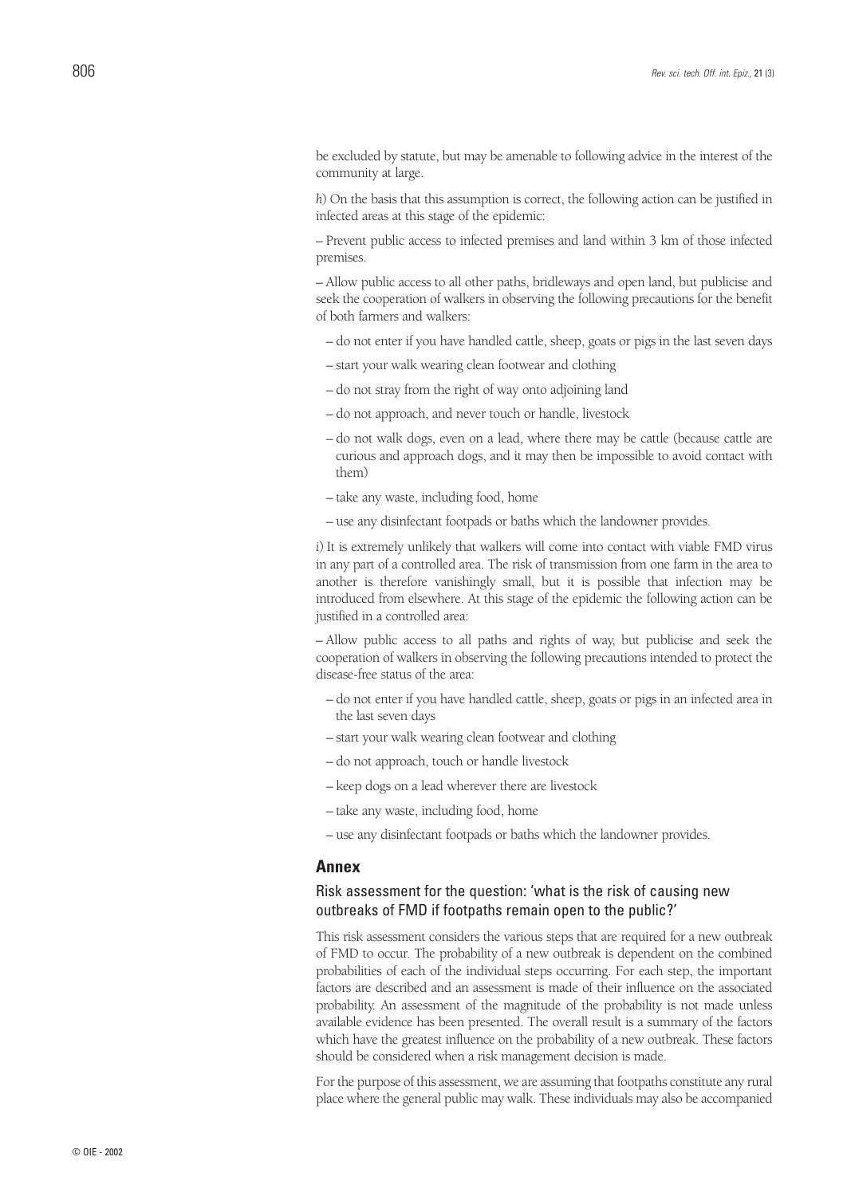be excluded by statute, but may be amenable to following advice in the interest of the community at large.

*h*) On the basis that this assumption is correct, the following action can be justified in infected areas at this stage of the epidemic:

– Prevent public access to infected premises and land within 3 km of those infected premises.

– Allow public access to all other paths, bridleways and open land, but publicise and seek the cooperation of walkers in observing the following precautions for the benefit of both farmers and walkers:

- – do not enter if you have handled cattle, sheep, goats or pigs in the last seven days
- – start your walk wearing clean footwear and clothing
- – do not stray from the right of way onto adjoining land
- – do not approach, and never touch or handle, livestock
- – do not walk dogs, even on a lead, where there may be cattle (because cattle are curious and approach dogs, and it may then be impossible to avoid contact with them)
- – take any waste, including food, home
- – use any disinfectant footpads or baths which the landowner provides.

*i*) It is extremely unlikely that walkers will come into contact with viable FMD virus in any part of a controlled area. The risk of transmission from one farm in the area to another is therefore vanishingly small, but it is possible that infection may be introduced from elsewhere. At this stage of the epidemic the following action can be justified in a controlled area:

– Allow public access to all paths and rights of way, but publicise and seek the cooperation of walkers in observing the following precautions intended to protect the disease-free status of the area:

- – do not enter if you have handled cattle, sheep, goats or pigs in an infected area in the last seven days
- – start your walk wearing clean footwear and clothing
- – do not approach, touch or handle livestock
- – keep dogs on a lead wherever there are livestock
- – take any waste, including food, home
- – use any disinfectant footpads or baths which the landowner provides.

## Annex

### Risk assessment for the question: 'what is the risk of causing new outbreaks of FMD if footpaths remain open to the public?'

This risk assessment considers the various steps that are required for a new outbreak of FMD to occur. The probability of a new outbreak is dependent on the combined probabilities of each of the individual steps occurring. For each step, the important factors are described and an assessment is made of their influence on the associated probability. An assessment of the magnitude of the probability is not made unless available evidence has been presented. The overall result is a summary of the factors which have the greatest influence on the probability of a new outbreak. These factors should be considered when a risk management decision is made.

For the purpose of this assessment, we are assuming that footpaths constitute any rural place where the general public may walk. These individuals may also be accompanied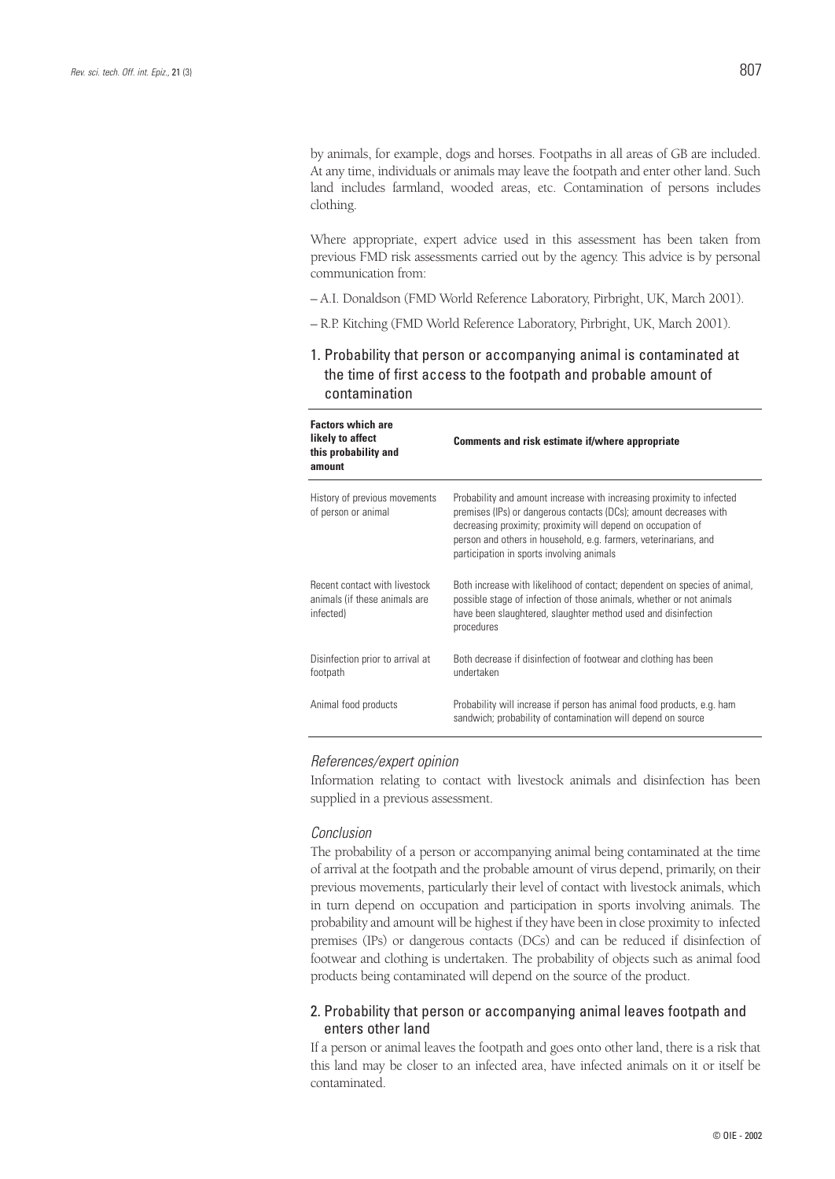by animals, for example, dogs and horses. Footpaths in all areas of GB are included. At any time, individuals or animals may leave the footpath and enter other land. Such land includes farmland, wooded areas, etc. Contamination of persons includes clothing.

Where appropriate, expert advice used in this assessment has been taken from previous FMD risk assessments carried out by the agency. This advice is by personal communication from:

– A.I. Donaldson (FMD World Reference Laboratory, Pirbright, UK, March 2001).

– R.P. Kitching (FMD World Reference Laboratory, Pirbright, UK, March 2001).

## 1. Probability that person or accompanying animal is contaminated at the time of first access to the footpath and probable amount of contamination

| Factors which are likely to affect this probability and amount | Comments and risk estimate if/where appropriate |
|---|---|
| History of previous movements of person or animal | Probability and amount increase with increasing proximity to infected premises (IPs) or dangerous contacts (DCs); amount decreases with decreasing proximity; proximity will depend on occupation of person and others in household, e.g. farmers, veterinarians, and participation in sports involving animals |
| Recent contact with livestock animals (if these animals are infected) | Both increase with likelihood of contact; dependent on species of animal, possible stage of infection of those animals, whether or not animals have been slaughtered, slaughter method used and disinfection procedures |
| Disinfection prior to arrival at footpath | Both decrease if disinfection of footwear and clothing has been undertaken |
| Animal food products | Probability will increase if person has animal food products, e.g. ham sandwich; probability of contamination will depend on source |

### *References/expert opinion*

Information relating to contact with livestock animals and disinfection has been supplied in a previous assessment.

### *Conclusion*

The probability of a person or accompanying animal being contaminated at the time of arrival at the footpath and the probable amount of virus depend, primarily, on their previous movements, particularly their level of contact with livestock animals, which in turn depend on occupation and participation in sports involving animals. The probability and amount will be highest if they have been in close proximity to infected premises (IPs) or dangerous contacts (DCs) and can be reduced if disinfection of footwear and clothing is undertaken. The probability of objects such as animal food products being contaminated will depend on the source of the product.

## 2. Probability that person or accompanying animal leaves footpath and enters other land

If a person or animal leaves the footpath and goes onto other land, there is a risk that this land may be closer to an infected area, have infected animals on it or itself be contaminated.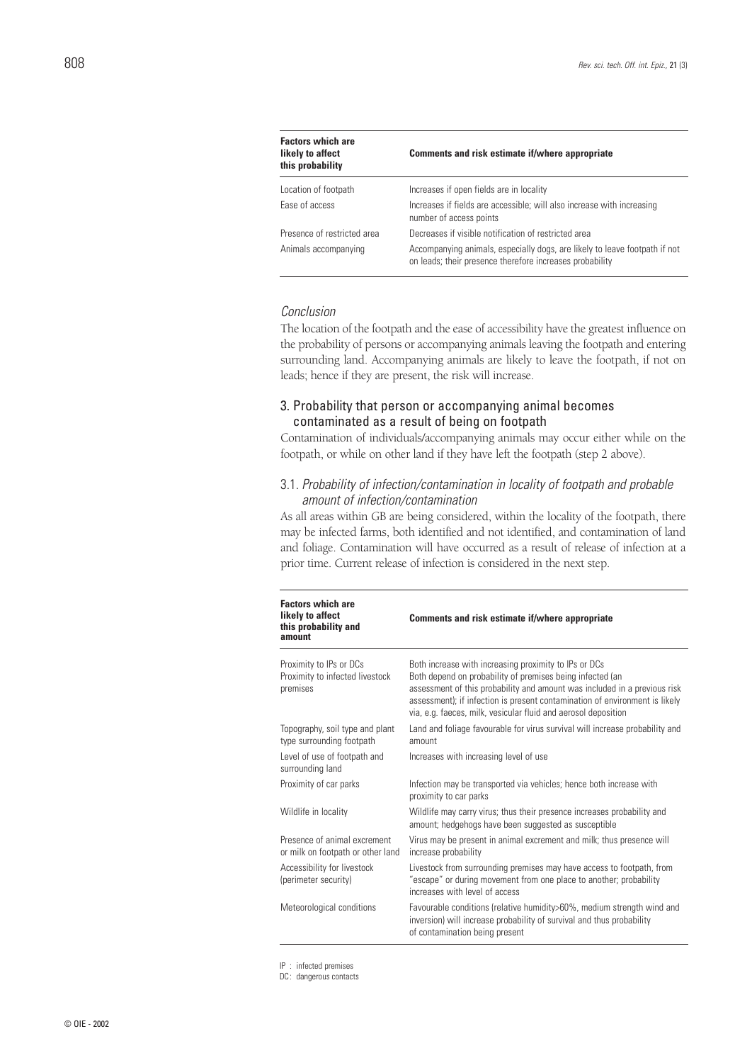| Factors which are likely to affect this probability | Comments and risk estimate if/where appropriate |
|---|---|
| Location of footpath | Increases if open fields are in locality |
| Ease of access | Increases if fields are accessible; will also increase with increasing number of access points |
| Presence of restricted area | Decreases if visible notification of restricted area |
| Animals accompanying | Accompanying animals, especially dogs, are likely to leave footpath if not on leads; their presence therefore increases probability |

*Conclusion*

The location of the footpath and the ease of accessibility have the greatest influence on the probability of persons or accompanying animals leaving the footpath and entering surrounding land. Accompanying animals are likely to leave the footpath, if not on leads; hence if they are present, the risk will increase.

### 3. Probability that person or accompanying animal becomes contaminated as a result of being on footpath

Contamination of individuals/accompanying animals may occur either while on the footpath, or while on other land if they have left the footpath (step 2 above).

#### 3.1. *Probability of infection/contamination in locality of footpath and probable amount of infection/contamination*

As all areas within GB are being considered, within the locality of the footpath, there may be infected farms, both identified and not identified, and contamination of land and foliage. Contamination will have occurred as a result of release of infection at a prior time. Current release of infection is considered in the next step.

| Factors which are likely to affect this probability and amount | Comments and risk estimate if/where appropriate |
|---|---|
| Proximity to IPs or DCs<br>Proximity to infected livestock premises | Both increase with increasing proximity to IPs or DCs<br>Both depend on probability of premises being infected (an assessment of this probability and amount was included in a previous risk assessment); if infection is present contamination of environment is likely via, e.g. faeces, milk, vesicular fluid and aerosol deposition |
| Topography, soil type and plant type surrounding footpath | Land and foliage favourable for virus survival will increase probability and amount |
| Level of use of footpath and surrounding land | Increases with increasing level of use |
| Proximity of car parks | Infection may be transported via vehicles; hence both increase with proximity to car parks |
| Wildlife in locality | Wildlife may carry virus; thus their presence increases probability and amount; hedgehogs have been suggested as susceptible |
| Presence of animal excrement or milk on footpath or other land | Virus may be present in animal excrement and milk; thus presence will increase probability |
| Accessibility for livestock (perimeter security) | Livestock from surrounding premises may have access to footpath, from "escape" or during movement from one place to another; probability increases with level of access |
| Meteorological conditions | Favourable conditions (relative humidity>60%, medium strength wind and inversion) will increase probability of survival and thus probability of contamination being present |

IP : infected premises
DC : dangerous contacts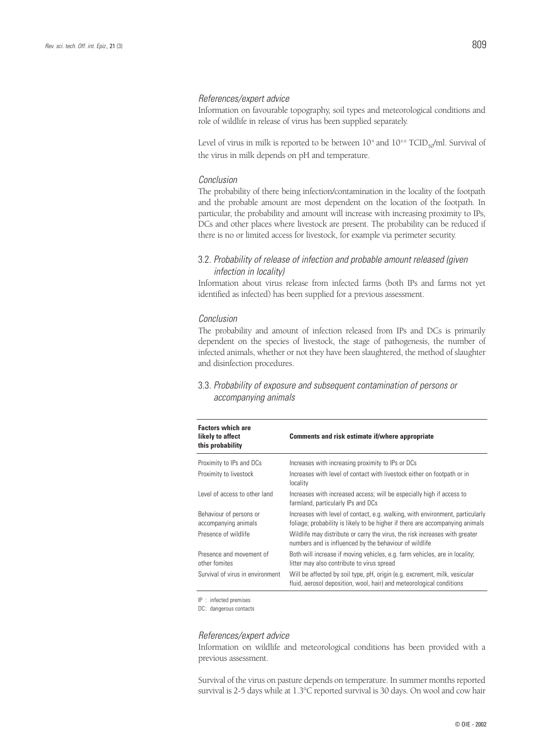*References/expert advice*

Information on favourable topography, soil types and meteorological conditions and role of wildlife in release of virus has been supplied separately.

Level of virus in milk is reported to be between $10^4$ and $10^{6.6}$ $TCID_{50}$/ml. Survival of the virus in milk depends on pH and temperature.

*Conclusion*

The probability of there being infection/contamination in the locality of the footpath and the probable amount are most dependent on the location of the footpath. In particular, the probability and amount will increase with increasing proximity to IPs, DCs and other places where livestock are present. The probability can be reduced if there is no or limited access for livestock, for example via perimeter security.

### 3.2. *Probability of release of infection and probable amount released (given infection in locality)*

Information about virus release from infected farms (both IPs and farms not yet identified as infected) has been supplied for a previous assessment.

*Conclusion*

The probability and amount of infection released from IPs and DCs is primarily dependent on the species of livestock, the stage of pathogenesis, the number of infected animals, whether or not they have been slaughtered, the method of slaughter and disinfection procedures.

### 3.3. *Probability of exposure and subsequent contamination of persons or accompanying animals*

| Factors which are likely to affect this probability | Comments and risk estimate if/where appropriate |
|---|---|
| Proximity to IPs and DCs | Increases with increasing proximity to IPs or DCs |
| Proximity to livestock | Increases with level of contact with livestock either on footpath or in locality |
| Level of access to other land | Increases with increased access; will be especially high if access to farmland, particularly IPs and DCs |
| Behaviour of persons or accompanying animals | Increases with level of contact, e.g. walking, with environment, particularly foliage; probability is likely to be higher if there are accompanying animals |
| Presence of wildlife | Wildlife may distribute or carry the virus, the risk increases with greater numbers and is influenced by the behaviour of wildlife |
| Presence and movement of other fomites | Both will increase if moving vehicles, e.g. farm vehicles, are in locality; litter may also contribute to virus spread |
| Survival of virus in environment | Will be affected by soil type, pH, origin (e.g. excrement, milk, vesicular fluid, aerosol deposition, wool, hair) and meteorological conditions |

IP : infected premises
DC : dangerous contacts

*References/expert advice*

Information on wildlife and meteorological conditions has been provided with a previous assessment.

Survival of the virus on pasture depends on temperature. In summer months reported survival is 2-5 days while at 1.3°C reported survival is 30 days. On wool and cow hair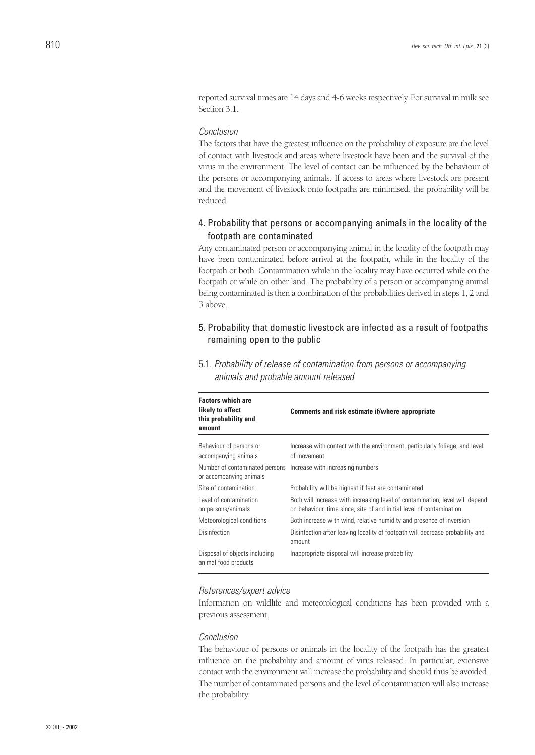reported survival times are 14 days and 4-6 weeks respectively. For survival in milk see Section 3.1.

*Conclusion*

The factors that have the greatest influence on the probability of exposure are the level of contact with livestock and areas where livestock have been and the survival of the virus in the environment. The level of contact can be influenced by the behaviour of the persons or accompanying animals. If access to areas where livestock are present and the movement of livestock onto footpaths are minimised, the probability will be reduced.

## 4. Probability that persons or accompanying animals in the locality of the footpath are contaminated

Any contaminated person or accompanying animal in the locality of the footpath may have been contaminated before arrival at the footpath, while in the locality of the footpath or both. Contamination while in the locality may have occurred while on the footpath or while on other land. The probability of a person or accompanying animal being contaminated is then a combination of the probabilities derived in steps 1, 2 and 3 above.

## 5. Probability that domestic livestock are infected as a result of footpaths remaining open to the public

### 5.1. *Probability of release of contamination from persons or accompanying animals and probable amount released*

| Factors which are likely to affect this probability and amount | Comments and risk estimate if/where appropriate |
|---|---|
| Behaviour of persons or accompanying animals | Increase with contact with the environment, particularly foliage, and level of movement |
| Number of contaminated persons or accompanying animals | Increase with increasing numbers |
| Site of contamination | Probability will be highest if feet are contaminated |
| Level of contamination on persons/animals | Both will increase with increasing level of contamination; level will depend on behaviour, time since, site of and initial level of contamination |
| Meteorological conditions | Both increase with wind, relative humidity and presence of inversion |
| Disinfection | Disinfection after leaving locality of footpath will decrease probability and amount |
| Disposal of objects including animal food products | Inappropriate disposal will increase probability |

*References/expert advice*

Information on wildlife and meteorological conditions has been provided with a previous assessment.

*Conclusion*

The behaviour of persons or animals in the locality of the footpath has the greatest influence on the probability and amount of virus released. In particular, extensive contact with the environment will increase the probability and should thus be avoided. The number of contaminated persons and the level of contamination will also increase the probability.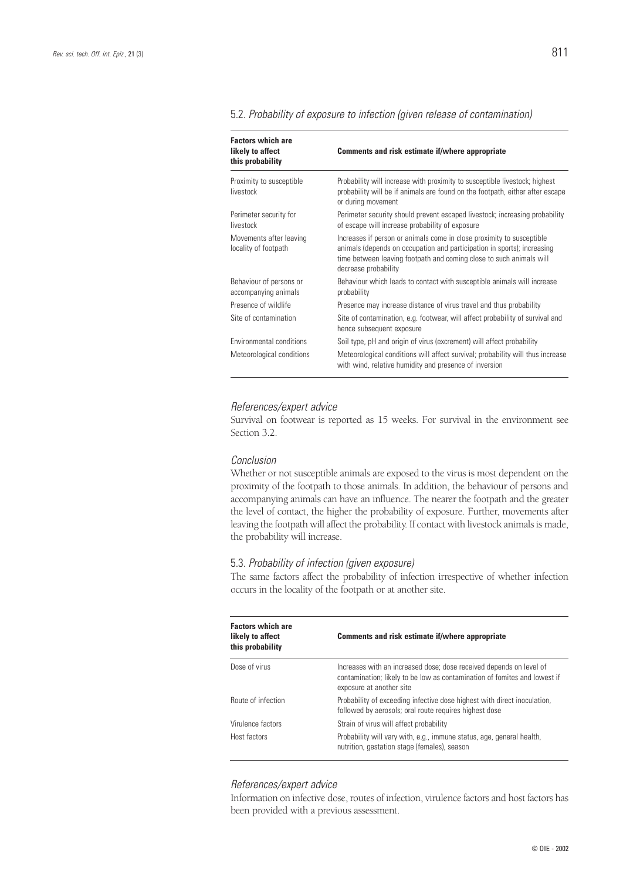### 5.2. *Probability of exposure to infection (given release of contamination)*

| Factors which are likely to affect this probability | Comments and risk estimate if/where appropriate |
|---|---|
| Proximity to susceptible livestock | Probability will increase with proximity to susceptible livestock; highest probability will be if animals are found on the footpath, either after escape or during movement |
| Perimeter security for livestock | Perimeter security should prevent escaped livestock; increasing probability of escape will increase probability of exposure |
| Movements after leaving locality of footpath | Increases if person or animals come in close proximity to susceptible animals (depends on occupation and participation in sports); increasing time between leaving footpath and coming close to such animals will decrease probability |
| Behaviour of persons or accompanying animals | Behaviour which leads to contact with susceptible animals will increase probability |
| Presence of wildlife | Presence may increase distance of virus travel and thus probability |
| Site of contamination | Site of contamination, e.g. footwear, will affect probability of survival and hence subsequent exposure |
| Environmental conditions | Soil type, pH and origin of virus (excrement) will affect probability |
| Meteorological conditions | Meteorological conditions will affect survival; probability will thus increase with wind, relative humidity and presence of inversion |

#### *References/expert advice*

Survival on footwear is reported as 15 weeks. For survival in the environment see Section 3.2.

#### *Conclusion*

Whether or not susceptible animals are exposed to the virus is most dependent on the proximity of the footpath to those animals. In addition, the behaviour of persons and accompanying animals can have an influence. The nearer the footpath and the greater the level of contact, the higher the probability of exposure. Further, movements after leaving the footpath will affect the probability. If contact with livestock animals is made, the probability will increase.

### 5.3. *Probability of infection (given exposure)*

The same factors affect the probability of infection irrespective of whether infection occurs in the locality of the footpath or at another site.

| Factors which are likely to affect this probability | Comments and risk estimate if/where appropriate |
|---|---|
| Dose of virus | Increases with an increased dose; dose received depends on level of contamination; likely to be low as contamination of fomites and lowest if exposure at another site |
| Route of infection | Probability of exceeding infective dose highest with direct inoculation, followed by aerosols; oral route requires highest dose |
| Virulence factors | Strain of virus will affect probability |
| Host factors | Probability will vary with, e.g., immune status, age, general health, nutrition, gestation stage (females), season |

#### *References/expert advice*

Information on infective dose, routes of infection, virulence factors and host factors has been provided with a previous assessment.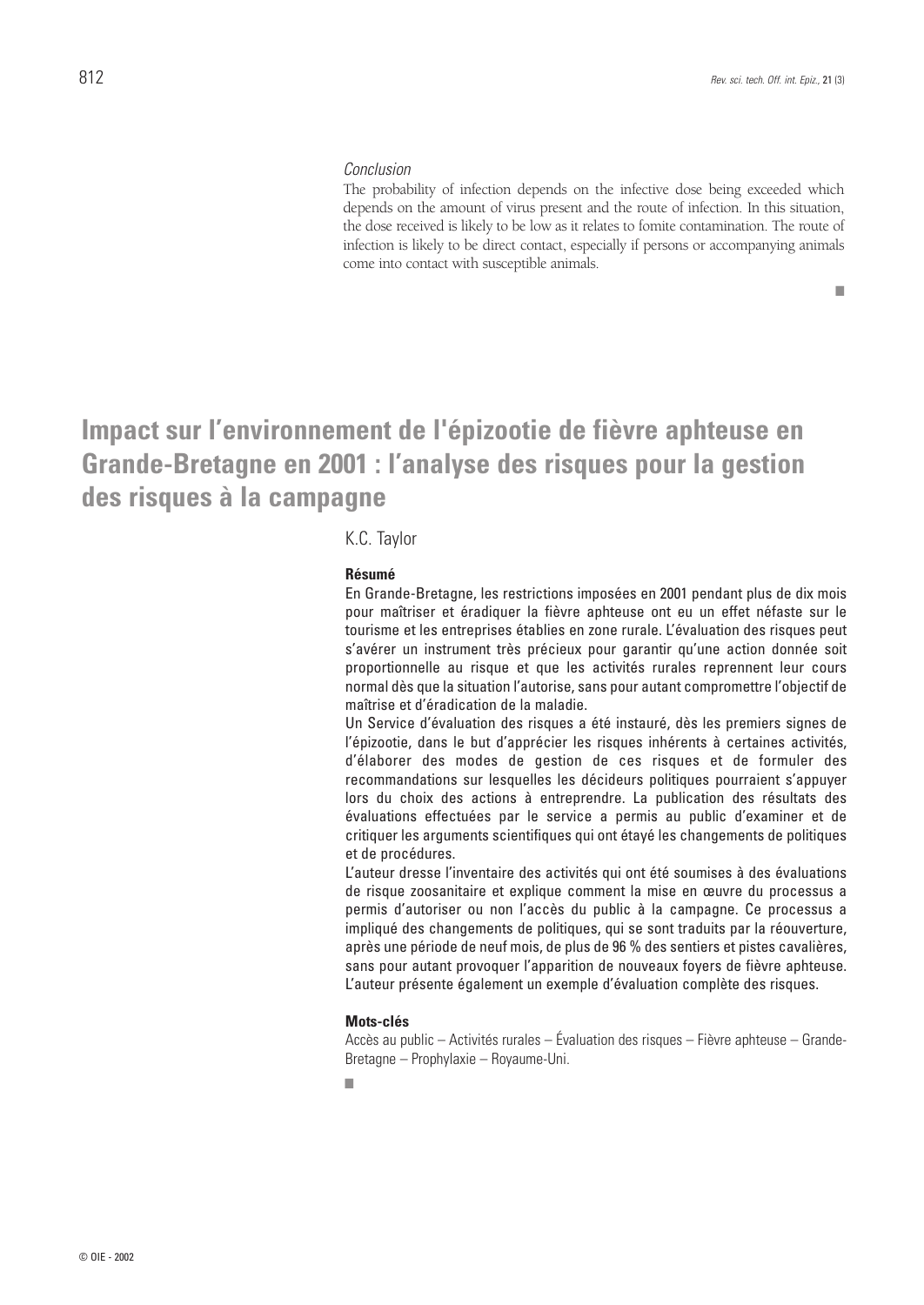*Conclusion*

The probability of infection depends on the infective dose being exceeded which depends on the amount of virus present and the route of infection. In this situation, the dose received is likely to be low as it relates to fomite contamination. The route of infection is likely to be direct contact, especially if persons or accompanying animals come into contact with susceptible animals.

■

# Impact sur l'environnement de l'épizootie de fièvre aphteuse en Grande-Bretagne en 2001 : l'analyse des risques pour la gestion des risques à la campagne

K.C. Taylor

**Résumé**

En Grande-Bretagne, les restrictions imposées en 2001 pendant plus de dix mois pour maîtriser et éradiquer la fièvre aphteuse ont eu un effet néfaste sur le tourisme et les entreprises établies en zone rurale. L'évaluation des risques peut s'avérer un instrument très précieux pour garantir qu'une action donnée soit proportionnelle au risque et que les activités rurales reprennent leur cours normal dès que la situation l'autorise, sans pour autant compromettre l'objectif de maîtrise et d'éradication de la maladie.

Un Service d'évaluation des risques a été instauré, dès les premiers signes de l'épizootie, dans le but d'apprécier les risques inhérents à certaines activités, d'élaborer des modes de gestion de ces risques et de formuler des recommandations sur lesquelles les décideurs politiques pourraient s'appuyer lors du choix des actions à entreprendre. La publication des résultats des évaluations effectuées par le service a permis au public d'examiner et de critiquer les arguments scientifiques qui ont étayé les changements de politiques et de procédures.

L'auteur dresse l'inventaire des activités qui ont été soumises à des évaluations de risque zoosanitaire et explique comment la mise en œuvre du processus a permis d'autoriser ou non l'accès du public à la campagne. Ce processus a impliqué des changements de politiques, qui se sont traduits par la réouverture, après une période de neuf mois, de plus de 96 % des sentiers et pistes cavalières, sans pour autant provoquer l'apparition de nouveaux foyers de fièvre aphteuse. L'auteur présente également un exemple d'évaluation complète des risques.

**Mots-clés**

Accès au public – Activités rurales – Évaluation des risques – Fièvre aphteuse – Grande-Bretagne – Prophylaxie – Royaume-Uni.

■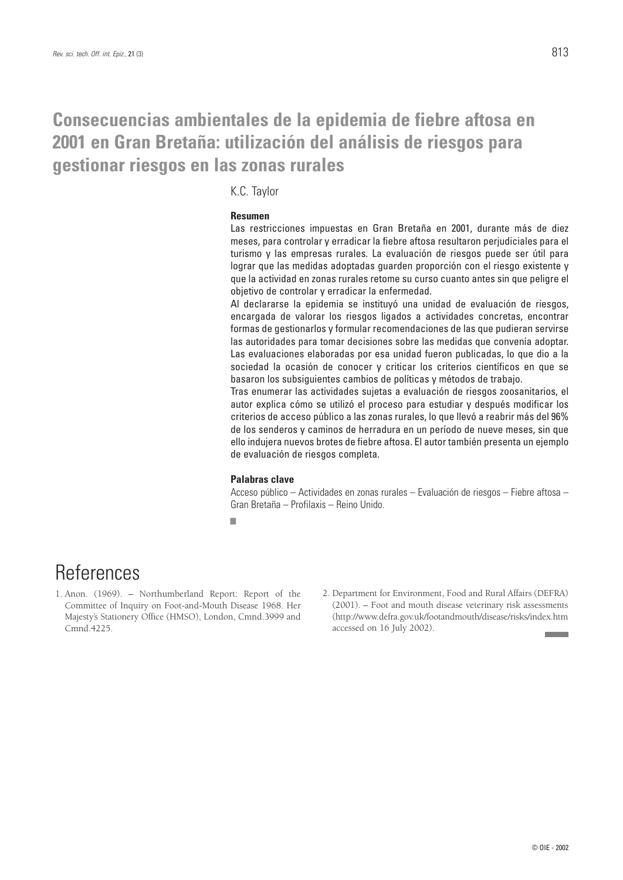# Consecuencias ambientales de la epidemia de fiebre aftosa en 2001 en Gran Bretaña: utilización del análisis de riesgos para gestionar riesgos en las zonas rurales

K.C. Taylor

## Resumen

Las restricciones impuestas en Gran Bretaña en 2001, durante más de diez meses, para controlar y erradicar la fiebre aftosa resultaron perjudiciales para el turismo y las empresas rurales. La evaluación de riesgos puede ser útil para lograr que las medidas adoptadas guarden proporción con el riesgo existente y que la actividad en zonas rurales retome su curso cuanto antes sin que peligre el objetivo de controlar y erradicar la enfermedad.

Al declararse la epidemia se instituyó una unidad de evaluación de riesgos, encargada de valorar los riesgos ligados a actividades concretas, encontrar formas de gestionarlos y formular recomendaciones de las que pudieran servirse las autoridades para tomar decisiones sobre las medidas que convenía adoptar. Las evaluaciones elaboradas por esa unidad fueron publicadas, lo que dio a la sociedad la ocasión de conocer y criticar los criterios científicos en que se basaron los subsiguientes cambios de políticas y métodos de trabajo.

Tras enumerar las actividades sujetas a evaluación de riesgos zoosanitarios, el autor explica cómo se utilizó el proceso para estudiar y después modificar los criterios de acceso público a las zonas rurales, lo que llevó a reabrir más del 96% de los senderos y caminos de herradura en un período de nueve meses, sin que ello indujera nuevos brotes de fiebre aftosa. El autor también presenta un ejemplo de evaluación de riesgos completa.

## Palabras clave

Acceso público – Actividades en zonas rurales – Evaluación de riesgos – Fiebre aftosa – Gran Bretaña – Profilaxis – Reino Unido.

# References

1. Anon. (1969). – Northumberland Report: Report of the Committee of Inquiry on Foot-and-Mouth Disease 1968. Her Majesty's Stationery Office (HMSO), London, Cmnd.3999 and Cmnd.4225.
2. Department for Environment, Food and Rural Affairs (DEFRA) (2001). – Foot and mouth disease veterinary risk assessments (http://www.defra.gov.uk/footandmouth/disease/risks/index.htm accessed on 16 July 2002).